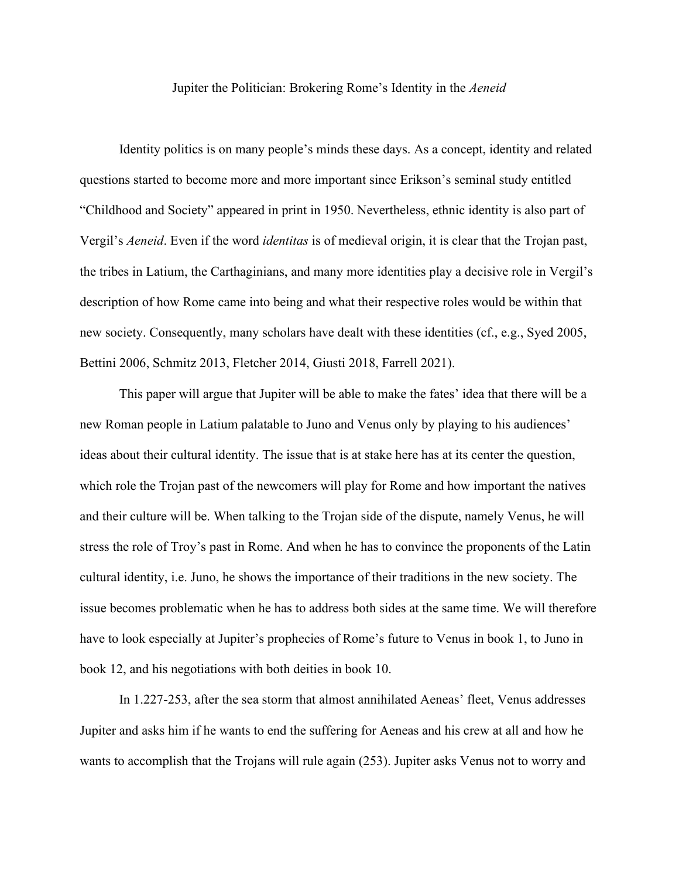# Jupiter the Politician: Brokering Rome's Identity in the *Aeneid*

Identity politics is on many people's minds these days. As a concept, identity and related questions started to become more and more important since Erikson's seminal study entitled "Childhood and Society" appeared in print in 1950. Nevertheless, ethnic identity is also part of Vergil's *Aeneid*. Even if the word *identitas* is of medieval origin, it is clear that the Trojan past, the tribes in Latium, the Carthaginians, and many more identities play a decisive role in Vergil's description of how Rome came into being and what their respective roles would be within that new society. Consequently, many scholars have dealt with these identities (cf., e.g., Syed 2005, Bettini 2006, Schmitz 2013, Fletcher 2014, Giusti 2018, Farrell 2021).

This paper will argue that Jupiter will be able to make the fates' idea that there will be a new Roman people in Latium palatable to Juno and Venus only by playing to his audiences' ideas about their cultural identity. The issue that is at stake here has at its center the question, which role the Trojan past of the newcomers will play for Rome and how important the natives and their culture will be. When talking to the Trojan side of the dispute, namely Venus, he will stress the role of Troy's past in Rome. And when he has to convince the proponents of the Latin cultural identity, i.e. Juno, he shows the importance of their traditions in the new society. The issue becomes problematic when he has to address both sides at the same time. We will therefore have to look especially at Jupiter's prophecies of Rome's future to Venus in book 1, to Juno in book 12, and his negotiations with both deities in book 10.

In 1.227-253, after the sea storm that almost annihilated Aeneas' fleet, Venus addresses Jupiter and asks him if he wants to end the suffering for Aeneas and his crew at all and how he wants to accomplish that the Trojans will rule again (253). Jupiter asks Venus not to worry and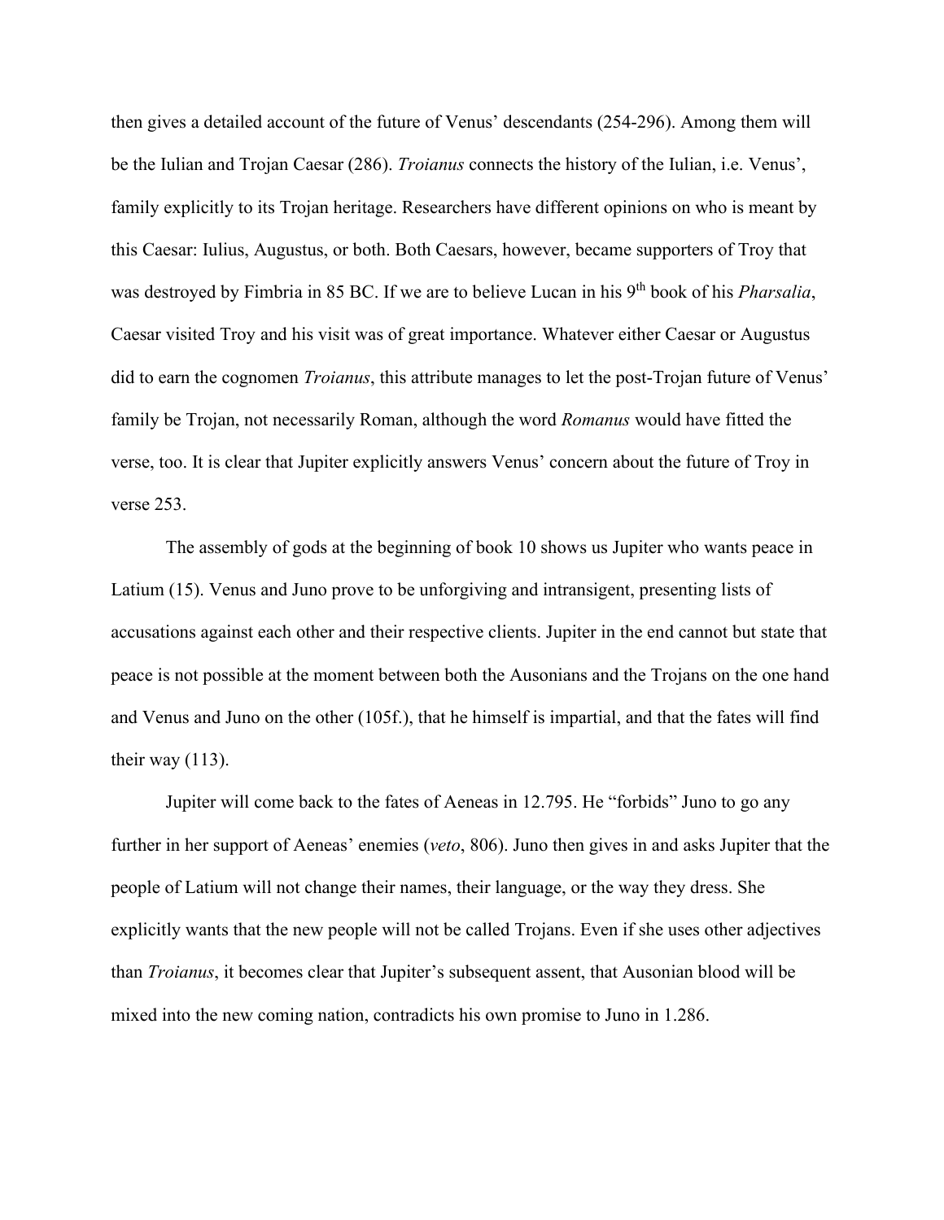then gives a detailed account of the future of Venus' descendants (254-296). Among them will be the Iulian and Trojan Caesar (286). *Troianus* connects the history of the Iulian, i.e. Venus', family explicitly to its Trojan heritage. Researchers have different opinions on who is meant by this Caesar: Iulius, Augustus, or both. Both Caesars, however, became supporters of Troy that was destroyed by Fimbria in 85 BC. If we are to believe Lucan in his 9th book of his *Pharsalia*, Caesar visited Troy and his visit was of great importance. Whatever either Caesar or Augustus did to earn the cognomen *Troianus*, this attribute manages to let the post-Trojan future of Venus' family be Trojan, not necessarily Roman, although the word *Romanus* would have fitted the verse, too. It is clear that Jupiter explicitly answers Venus' concern about the future of Troy in verse 253.

The assembly of gods at the beginning of book 10 shows us Jupiter who wants peace in Latium (15). Venus and Juno prove to be unforgiving and intransigent, presenting lists of accusations against each other and their respective clients. Jupiter in the end cannot but state that peace is not possible at the moment between both the Ausonians and the Trojans on the one hand and Venus and Juno on the other (105f.), that he himself is impartial, and that the fates will find their way (113).

Jupiter will come back to the fates of Aeneas in 12.795. He "forbids" Juno to go any further in her support of Aeneas' enemies (*veto*, 806). Juno then gives in and asks Jupiter that the people of Latium will not change their names, their language, or the way they dress. She explicitly wants that the new people will not be called Trojans. Even if she uses other adjectives than *Troianus*, it becomes clear that Jupiter's subsequent assent, that Ausonian blood will be mixed into the new coming nation, contradicts his own promise to Juno in 1.286.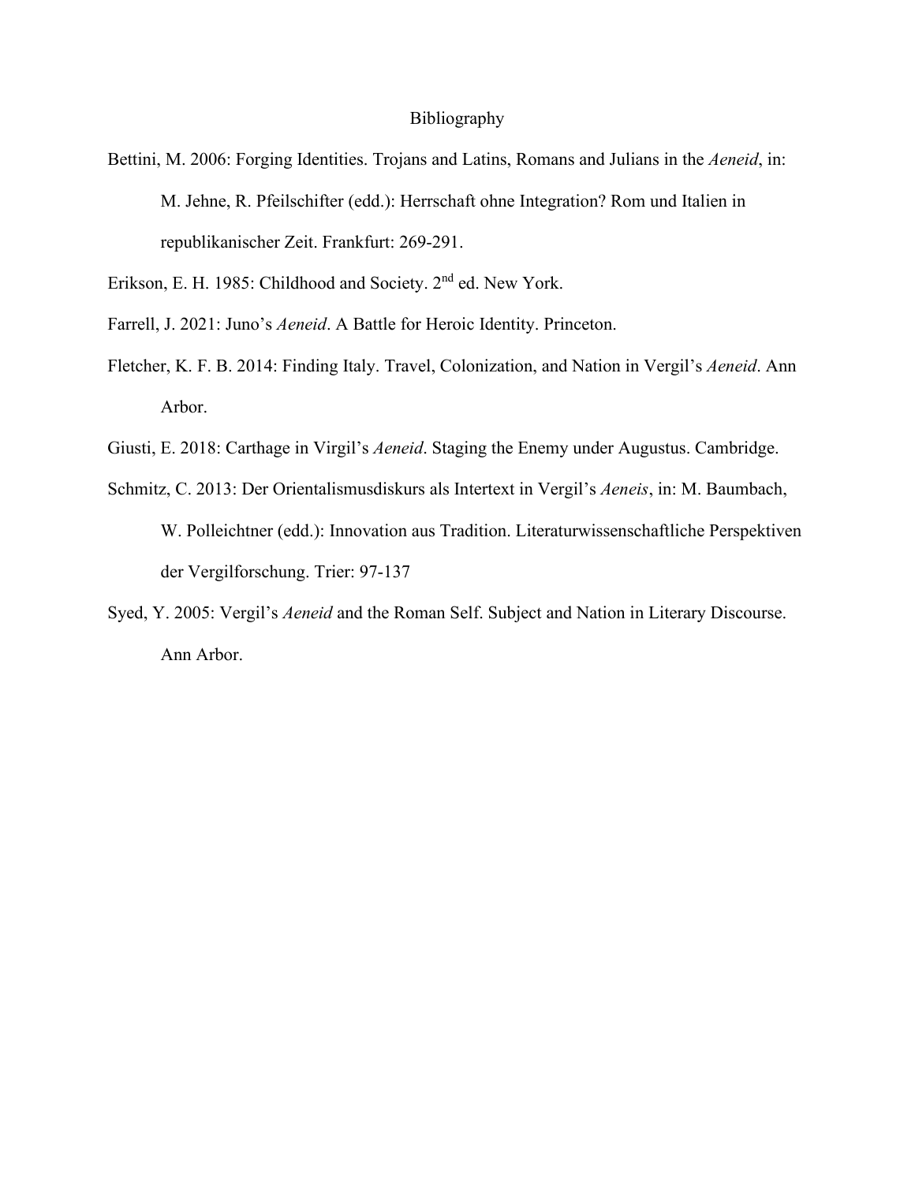# Bibliography

Bettini, M. 2006: Forging Identities. Trojans and Latins, Romans and Julians in the *Aeneid*, in: M. Jehne, R. Pfeilschifter (edd.): Herrschaft ohne Integration? Rom und Italien in republikanischer Zeit. Frankfurt: 269-291.

Erikson, E. H. 1985: Childhood and Society. 2nd ed. New York.

Farrell, J. 2021: Juno's *Aeneid*. A Battle for Heroic Identity. Princeton.

Fletcher, K. F. B. 2014: Finding Italy. Travel, Colonization, and Nation in Vergil's *Aeneid*. Ann Arbor.

Giusti, E. 2018: Carthage in Virgil's *Aeneid*. Staging the Enemy under Augustus. Cambridge.

Schmitz, C. 2013: Der Orientalismusdiskurs als Intertext in Vergil's *Aeneis*, in: M. Baumbach, W. Polleichtner (edd.): Innovation aus Tradition. Literaturwissenschaftliche Perspektiven der Vergilforschung. Trier: 97-137

Syed, Y. 2005: Vergil's *Aeneid* and the Roman Self. Subject and Nation in Literary Discourse. Ann Arbor.